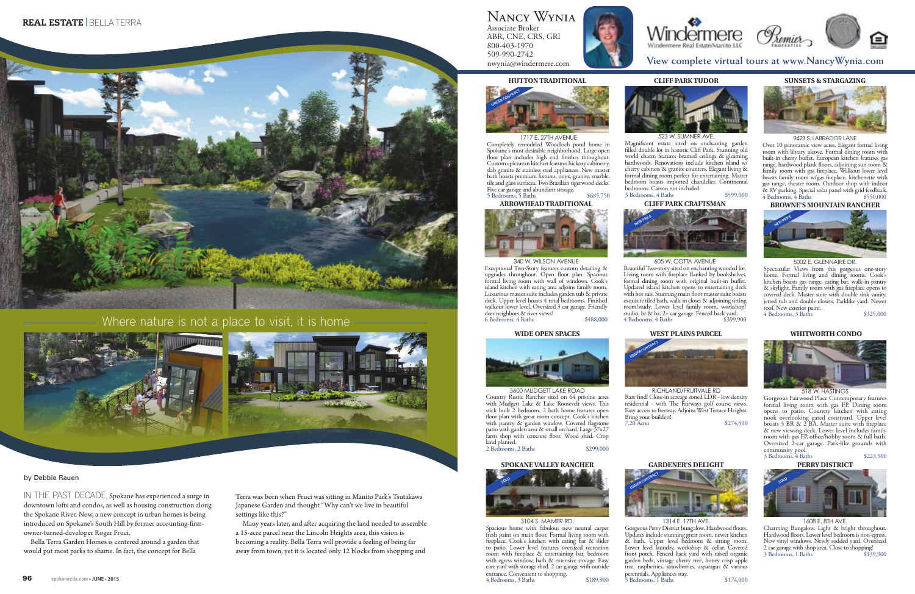REAL ESTATE | BELLA TERRA

Where nature is not a place to visit, it is home

by Debbie Rauen

IN THE PAST DECADE, Spokane has experienced a surge in downtown lofts and condos, as well as housing construction along the Spokane River. Now, a new concept in urban homes is being introduced on Spokane's South Hill by former accounting-firm-owner-turned-developer Roger Fruci.

Bella Terra Garden Homes is centered around a garden that would put most parks to shame. In fact, the concept for Bella Terra was born when Fruci was sitting in Manito Park's Tsutakawa Japanese Garden and thought "Why can't we live in beautiful settings like this?"

Many years later, and after acquiring the land needed to assemble a 15-acre parcel near the Lincoln Heights area, this vision is becoming a reality. Bella Terra will provide a feeling of being far away from town, yet it is located only 12 blocks from shopping and

---

# Nancy Wynia

Associate Broker
ABR, CNE, CRS, GRI
800-403-1970
509-990-2742
nwynia@windermere.com

Windermere Real Estate/Manito LLC

View complete virtual tours at www.NancyWynia.com

### HUTTON TRADITIONAL

UNDER CONTRACT

1717 E. 27TH AVENUE

Completely remodeled Woodloch pond home in Spokane's most desirable neighborhood. Large open floor plan includes high end finishes throughout. Custom epicurean kitchen features hickory cabinetry, slab granite & stainless steel appliances. New master bath boasts premium fixtures, onyx, granite, marble, tile and glass surfaces. Two Brazilian tigerwood decks. Five car garage and abundant storage.

5 Bedrooms, 5 Baths — $685,750

### CLIFF PARK TUDOR

523 W. SUMNER AVE.

Magnificent estate sited on enchanting garden filled double lot in historic Cliff Park. Stunning old world charm features beamed ceilings & gleaming hardwoods. Renovations include kitchen island w/ cherry cabinets & granite counters. Elegant living & formal dining room perfect for entertaining. Master bedroom boasts imported chandelier. Continental bedrooms. Carson not included.

3 Bedrooms, 4 Baths — $599,000

### SUNSETS & STARGAZING

9423 S. LABRADOR LANE

Over 10 panoramic view acres. Elegant formal living room with library alcove. Formal dining room with built-in cherry buffet. European kitchen features gas range, hardwood plank floors, adjoining sun room & family room w/gas fireplace. Walkout lower level boasts family room w/gas fireplace, kitchenette with gas range, theater room. Outdoor shop with indoor & RV parking. Special solar panel with grid feedback.

4 Bedrooms, 4 Baths — $550,000

### ARROWHEAD TRADITIONAL

340 W. WILSON AVENUE

Exceptional Two-Story features custom detailing & upgrades throughout. Open floor plan. Spacious formal living room with wall of windows. Cook's island kitchen with eating area adjoins family room. Luxurious master suite includes garden tub & private deck. Upper level boasts 4 total bedrooms. Finished walkout lower level. Oversized 3 car garage. Friendly deer neighbors & river views!

6 Bedrooms, 4 Baths — $488,000

### CLIFF PARK CRAFTSMAN

NEW PRICE

605 W. COTTA AVENUE

Beautiful Two-story sited on enchanting wooded lot. Living room with fireplace flanked by bookshelves, formal dining room with original built-in buffet. Updated island kitchen opens to entertaining deck with hot tub. Stunning main floor master suite boasts exquisite tiled bath, walk-in closet & adjoining sitting room/study. Lower level family room, workshop/studio, br & ba. 2+ car garage. Fenced back yard.

4 Bedrooms, 4 Baths — $399,900

### BROWNE'S MOUNTAIN RANCHER

NEW PRICE

5002 E. GLENNAIRE DR.

Spectacular Views from this gorgeous one-story home. Formal living and dining rooms. Cook's kitchen boasts gas range, eating bar, walk-in pantry & skylight. Family room with gas fireplace opens to covered deck. Master suite with double sink vanity, jetted tub and double closets. Parklike yard. Newer roof. New exterior paint.

4 Bedrooms, 3 Baths — $325,000

### WIDE OPEN SPACES

5600 MUDGETT LAKE ROAD

Country Rustic Rancher sited on 64 pristine acres with Mudgett Lake & Lake Roosevelt views. This stick built 2 bedroom, 2 bath home features open floor plan with great room concept. Cook's kitchen with pantry & garden window. Covered flagstone patio with garden area & small orchard. Large 37x27 farm shop with concrete floor. Wood shed. Crop land planted.

2 Bedrooms, 2 Baths — $299,000

### WEST PLAINS PARCEL

UNDER CONTRACT

RICHLAND/FRUITVALE RD

Rare find! Close-in acreage zoned LDR - low density residential - with The Fairways golf course views. Easy access to freeway. Adjoins West Terrace Heights. Bring your builders!

7.20 Acres — $274,500

### WHITWORTH CONDO

518 W. HASTINGS

Gorgeous Fairwood Place Contemporary features formal living room with gas FP. Dining room opens to patio. Country kitchen with eating nook overlooking gated courtyard. Upper level boasts 3 BR & 2 BA. Master suite with fireplace & new viewing deck. Lower level includes family room with gas FP, office/hobby room & full bath. Oversized 2-car garage. Park-like grounds with community pool.

3 Bedrooms, 4 Baths — $223,900

### SPOKANE VALLEY RANCHER

SOLD

3104 S. MAMER RD.

Spacious home with fabulous new neutral carpet fresh paint on main floor. Formal living room with fireplace. Cook's kitchen with eating bar & slider to patio. Lower level features oversized recreation room with fireplace & entertaining bar, bedroom with egress window, bath & extensive storage. Easy care yard with storage shed. 2 car garage with outside entrance. Convenient to shopping.

4 Bedrooms, 3 Baths — $189,900

### GARDENER'S DELIGHT

UNDER CONTRACT

1314 E. 17TH AVE.

Gorgeous Perry District bungalow. Hardwood floors. Updates include stunning great room, newer kitchen & bath. Upper level bedroom & sitting room. Lower level laundry, workshop & cellar. Covered front porch. Fenced back yard with raised organic garden beds, vintage cherry tree, honey crisp apple tree, raspberries, strawberries, asparagus & various perennials. Appliances stay.

3 Bedrooms, 1 Baths — $174,000

### PERRY DISTRICT

SOLD

1608 E. 8TH AVE.

Charming Bungalow. Light & bright throughout. Hardwood floors. Lower level bedroom is non-egress. New vinyl windows. Newly sodded yard. Oversized 2 car garage with shop area. Close to shopping!

3 Bedrooms, 1 Baths — $139,900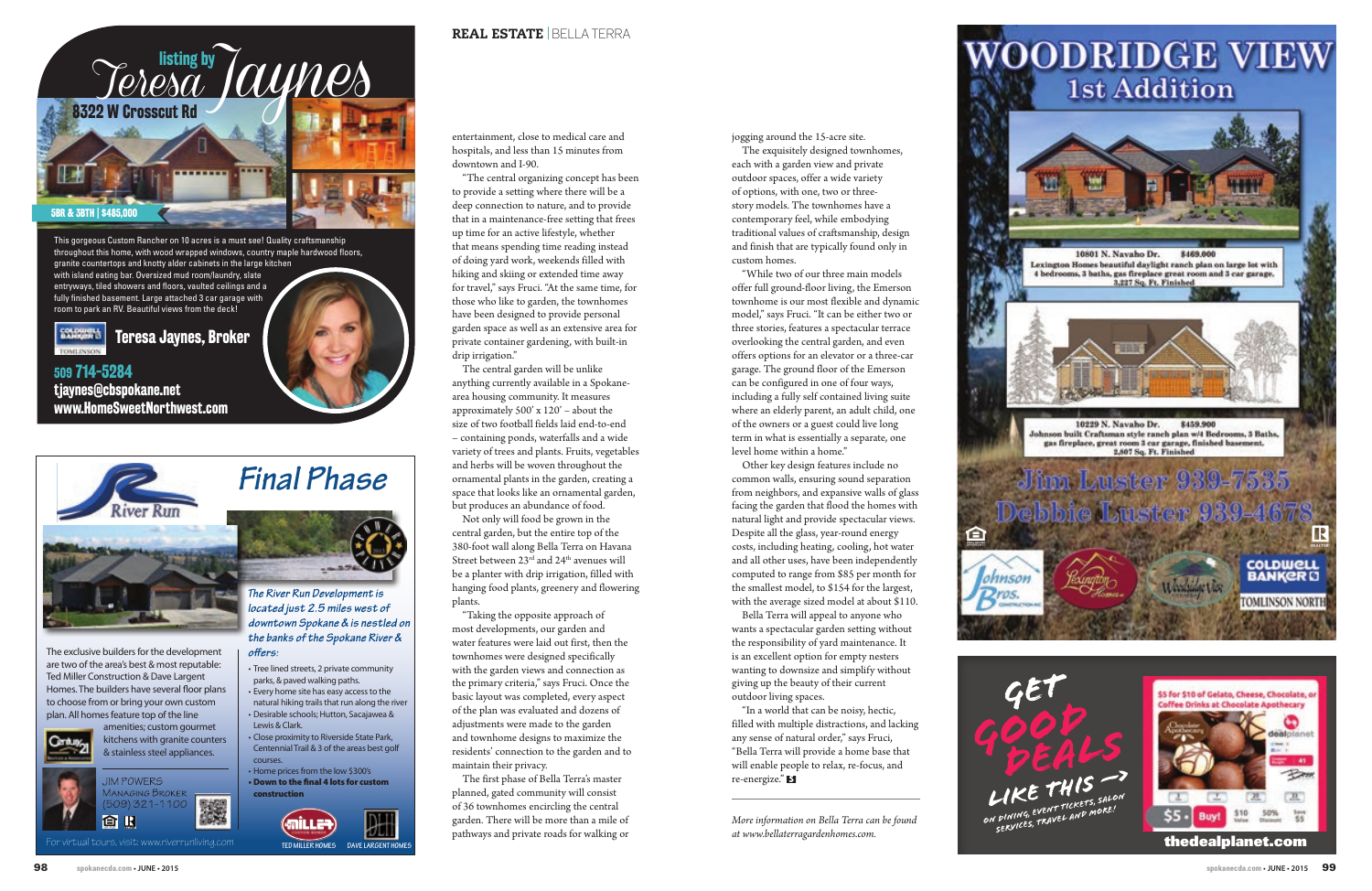## Listing by Teresa Jaynes

### 8322 W Crosscut Rd

5BR & 3BTH | $485,000

This gorgeous Custom Rancher on 10 acres is a must see! Quality craftsmanship throughout this home, with wood wrapped windows, country maple hardwood floors, granite countertops and knotty alder cabinets in the large kitchen with island eating bar. Oversized mud room/laundry, slate entryways, tiled showers and floors, vaulted ceilings and a fully finished basement. Large attached 3 car garage with room to park an RV. Beautiful views from the deck!

**Teresa Jaynes, Broker**

509 714-5284
tjaynes@cbspokane.net
www.HomeSweetNorthwest.com

---

## River Run — Final Phase

*The River Run Development is located just 2.5 miles west of downtown Spokane & is nestled on the banks of the Spokane River & offers:*

- Tree lined streets, 2 private community parks, & paved walking paths.
- Every home site has easy access to the natural hiking trails that run along the river
- Desirable schools; Hutton, Sacajawea & Lewis & Clark.
- Close proximity to Riverside State Park, Centennial Trail & 3 of the areas best golf courses.
- Home prices from the low $300's
- **Down to the final 4 lots for custom construction**

The exclusive builders for the development are two of the area's best & most reputable: Ted Miller Construction & Dave Largent Homes. The builders have several floor plans to choose from or bring your own custom plan. All homes feature top of the line amenities; custom gourmet kitchens with granite counters & stainless steel appliances.

Jim Powers
Managing Broker
(509) 321-1100

For virtual tours, visit: www.riverrunliving.com

Ted Miller Homes · Dave Largent Homes

---

entertainment, close to medical care and hospitals, and less than 15 minutes from downtown and I-90.

"The central organizing concept has been to provide a setting where there will be a deep connection to nature, and to provide that in a maintenance-free setting that frees up time for an active lifestyle, whether that means spending time reading instead of doing yard work, weekends filled with hiking and skiing or extended time away for travel," says Fruci. "At the same time, for those who like to garden, the townhomes have been designed to provide personal garden space as well as an extensive area for private container gardening, with built-in drip irrigation."

The central garden will be unlike anything currently available in a Spokane-area housing community. It measures approximately 500' x 120' – about the size of two football fields laid end-to-end – containing ponds, waterfalls and a wide variety of trees and plants. Fruits, vegetables and herbs will be woven throughout the ornamental plants in the garden, creating a space that looks like an ornamental garden, but produces an abundance of food.

Not only will food be grown in the central garden, but the entire top of the 380-foot wall along Bella Terra on Havana Street between 23rd and 24th avenues will be a planter with drip irrigation, filled with hanging food plants, greenery and flowering plants.

"Taking the opposite approach of most developments, our garden and water features were laid out first, then the townhomes were designed specifically with the garden views and connection as the primary criteria," says Fruci. Once the basic layout was completed, every aspect of the plan was evaluated and dozens of adjustments were made to the garden and townhome designs to maximize the residents' connection to the garden and to maintain their privacy.

The first phase of Bella Terra's master planned, gated community will consist of 36 townhomes encircling the central garden. There will be more than a mile of pathways and private roads for walking or jogging around the 15-acre site.

The exquisitely designed townhomes, each with a garden view and private outdoor spaces, offer a wide variety of options, with one, two or three-story models. The townhomes have a contemporary feel, while embodying traditional values of craftsmanship, design and finish that are typically found only in custom homes.

"While two of our three main models offer full ground-floor living, the Emerson townhome is our most flexible and dynamic model," says Fruci. "It can be either two or three stories, features a spectacular terrace overlooking the central garden, and even offers options for an elevator or a three-car garage. The ground floor of the Emerson can be configured in one of four ways, including a fully self contained living suite where an elderly parent, an adult child, one of the owners or a guest could live long term in what is essentially a separate, one level home within a home."

Other key design features include no common walls, ensuring sound separation from neighbors, and expansive walls of glass facing the garden that flood the homes with natural light and provide spectacular views. Despite all the glass, year-round energy costs, including heating, cooling, hot water and all other uses, have been independently computed to range from $85 per month for the smallest model, to $154 for the largest, with the average sized model at about $110.

Bella Terra will appeal to anyone who wants a spectacular garden setting without the responsibility of yard maintenance. It is an excellent option for empty nesters wanting to downsize and simplify without giving up the beauty of their current outdoor living spaces.

"In a world that can be noisy, hectic, filled with multiple distractions, and lacking any sense of natural order," says Fruci, "Bella Terra will provide a home base that will enable people to relax, re-focus, and re-energize."

*More information on Bella Terra can be found at www.bellaterragardenhomes.com.*

---

## Woodridge View 1st Addition

**10801 N. Navaho Dr. $469,000**
Lexington Homes beautiful daylight ranch plan on large lot with 4 bedrooms, 3 baths, gas fireplace great room and 3 car garage. 3,227 Sq. Ft. Finished

**10229 N. Navaho Dr. $459,900**
Johnson built Craftsman style ranch plan w/4 Bedrooms, 3 Baths, gas fireplace, great room 3 car garage, finished basement. 2,807 Sq. Ft. Finished

Jim Luster 939-7535
Debbie Luster 939-4678

Johnson Bros. · Lexington Homes · Woodridge View · Coldwell Banker Tomlinson North

---

GET GOOD DEALS LIKE THIS → on dining, event tickets, salon services, travel and more!

$5 for $10 of Gelato, Cheese, Chocolate, or Coffee Drinks at Chocolate Apothecary

thedealplanet.com